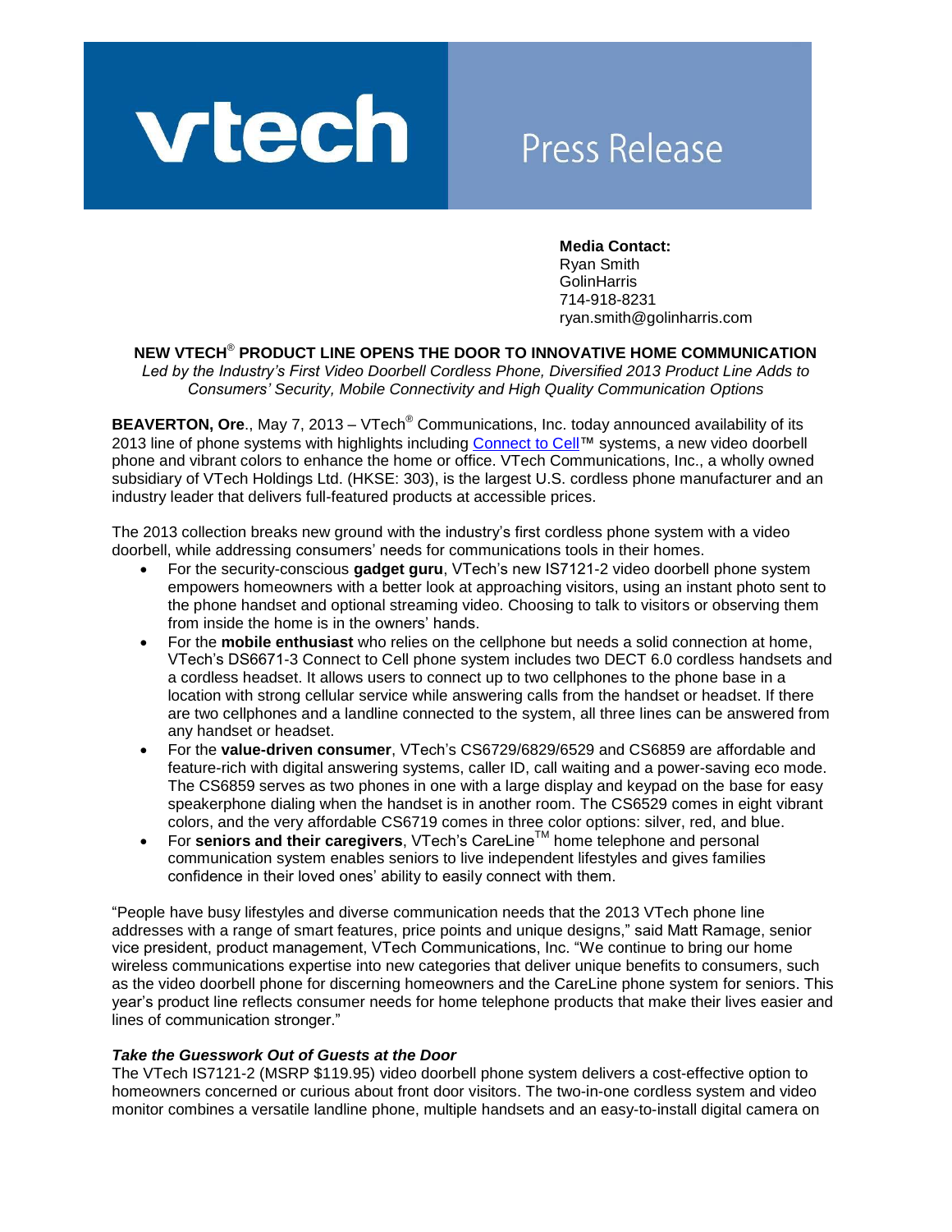**vtech** Press Release

**Media Contact:**
Ryan Smith
GolinHarris
714-918-8231
ryan.smith@golinharris.com

## NEW VTECH® PRODUCT LINE OPENS THE DOOR TO INNOVATIVE HOME COMMUNICATION

*Led by the Industry's First Video Doorbell Cordless Phone, Diversified 2013 Product Line Adds to Consumers' Security, Mobile Connectivity and High Quality Communication Options*

**BEAVERTON, Ore**., May 7, 2013 – VTech® Communications, Inc. today announced availability of its 2013 line of phone systems with highlights including Connect to Cell™ systems, a new video doorbell phone and vibrant colors to enhance the home or office. VTech Communications, Inc., a wholly owned subsidiary of VTech Holdings Ltd. (HKSE: 303), is the largest U.S. cordless phone manufacturer and an industry leader that delivers full-featured products at accessible prices.

The 2013 collection breaks new ground with the industry's first cordless phone system with a video doorbell, while addressing consumers' needs for communications tools in their homes.

- For the security-conscious **gadget guru**, VTech's new IS7121-2 video doorbell phone system empowers homeowners with a better look at approaching visitors, using an instant photo sent to the phone handset and optional streaming video. Choosing to talk to visitors or observing them from inside the home is in the owners' hands.
- For the **mobile enthusiast** who relies on the cellphone but needs a solid connection at home, VTech's DS6671-3 Connect to Cell phone system includes two DECT 6.0 cordless handsets and a cordless headset. It allows users to connect up to two cellphones to the phone base in a location with strong cellular service while answering calls from the handset or headset. If there are two cellphones and a landline connected to the system, all three lines can be answered from any handset or headset.
- For the **value-driven consumer**, VTech's CS6729/6829/6529 and CS6859 are affordable and feature-rich with digital answering systems, caller ID, call waiting and a power-saving eco mode. The CS6859 serves as two phones in one with a large display and keypad on the base for easy speakerphone dialing when the handset is in another room. The CS6529 comes in eight vibrant colors, and the very affordable CS6719 comes in three color options: silver, red, and blue.
- For **seniors and their caregivers**, VTech's CareLine™ home telephone and personal communication system enables seniors to live independent lifestyles and gives families confidence in their loved ones' ability to easily connect with them.

"People have busy lifestyles and diverse communication needs that the 2013 VTech phone line addresses with a range of smart features, price points and unique designs," said Matt Ramage, senior vice president, product management, VTech Communications, Inc. "We continue to bring our home wireless communications expertise into new categories that deliver unique benefits to consumers, such as the video doorbell phone for discerning homeowners and the CareLine phone system for seniors. This year's product line reflects consumer needs for home telephone products that make their lives easier and lines of communication stronger."

### *Take the Guesswork Out of Guests at the Door*

The VTech IS7121-2 (MSRP $119.95) video doorbell phone system delivers a cost-effective option to homeowners concerned or curious about front door visitors. The two-in-one cordless system and video monitor combines a versatile landline phone, multiple handsets and an easy-to-install digital camera on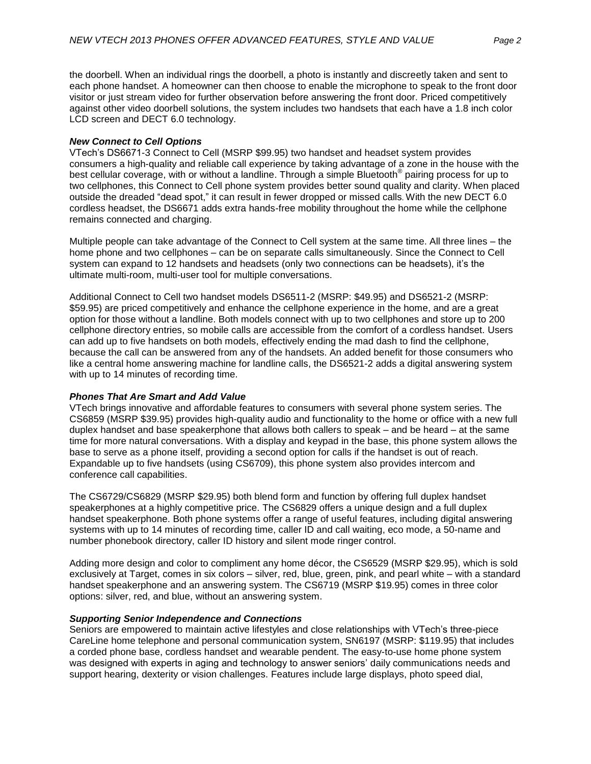the doorbell. When an individual rings the doorbell, a photo is instantly and discreetly taken and sent to each phone handset. A homeowner can then choose to enable the microphone to speak to the front door visitor or just stream video for further observation before answering the front door. Priced competitively against other video doorbell solutions, the system includes two handsets that each have a 1.8 inch color LCD screen and DECT 6.0 technology.

***New Connect to Cell Options***

VTech's DS6671-3 Connect to Cell (MSRP $99.95) two handset and headset system provides consumers a high-quality and reliable call experience by taking advantage of a zone in the house with the best cellular coverage, with or without a landline. Through a simple Bluetooth® pairing process for up to two cellphones, this Connect to Cell phone system provides better sound quality and clarity. When placed outside the dreaded "dead spot," it can result in fewer dropped or missed calls. With the new DECT 6.0 cordless headset, the DS6671 adds extra hands-free mobility throughout the home while the cellphone remains connected and charging.

Multiple people can take advantage of the Connect to Cell system at the same time. All three lines – the home phone and two cellphones – can be on separate calls simultaneously. Since the Connect to Cell system can expand to 12 handsets and headsets (only two connections can be headsets), it's the ultimate multi-room, multi-user tool for multiple conversations.

Additional Connect to Cell two handset models DS6511-2 (MSRP: $49.95) and DS6521-2 (MSRP: $59.95) are priced competitively and enhance the cellphone experience in the home, and are a great option for those without a landline. Both models connect with up to two cellphones and store up to 200 cellphone directory entries, so mobile calls are accessible from the comfort of a cordless handset. Users can add up to five handsets on both models, effectively ending the mad dash to find the cellphone, because the call can be answered from any of the handsets. An added benefit for those consumers who like a central home answering machine for landline calls, the DS6521-2 adds a digital answering system with up to 14 minutes of recording time.

***Phones That Are Smart and Add Value***

VTech brings innovative and affordable features to consumers with several phone system series. The CS6859 (MSRP $39.95) provides high-quality audio and functionality to the home or office with a new full duplex handset and base speakerphone that allows both callers to speak – and be heard – at the same time for more natural conversations. With a display and keypad in the base, this phone system allows the base to serve as a phone itself, providing a second option for calls if the handset is out of reach. Expandable up to five handsets (using CS6709), this phone system also provides intercom and conference call capabilities.

The CS6729/CS6829 (MSRP $29.95) both blend form and function by offering full duplex handset speakerphones at a highly competitive price. The CS6829 offers a unique design and a full duplex handset speakerphone. Both phone systems offer a range of useful features, including digital answering systems with up to 14 minutes of recording time, caller ID and call waiting, eco mode, a 50-name and number phonebook directory, caller ID history and silent mode ringer control.

Adding more design and color to compliment any home décor, the CS6529 (MSRP $29.95), which is sold exclusively at Target, comes in six colors – silver, red, blue, green, pink, and pearl white – with a standard handset speakerphone and an answering system. The CS6719 (MSRP $19.95) comes in three color options: silver, red, and blue, without an answering system.

***Supporting Senior Independence and Connections***

Seniors are empowered to maintain active lifestyles and close relationships with VTech's three-piece CareLine home telephone and personal communication system, SN6197 (MSRP: $119.95) that includes a corded phone base, cordless handset and wearable pendent. The easy-to-use home phone system was designed with experts in aging and technology to answer seniors' daily communications needs and support hearing, dexterity or vision challenges. Features include large displays, photo speed dial,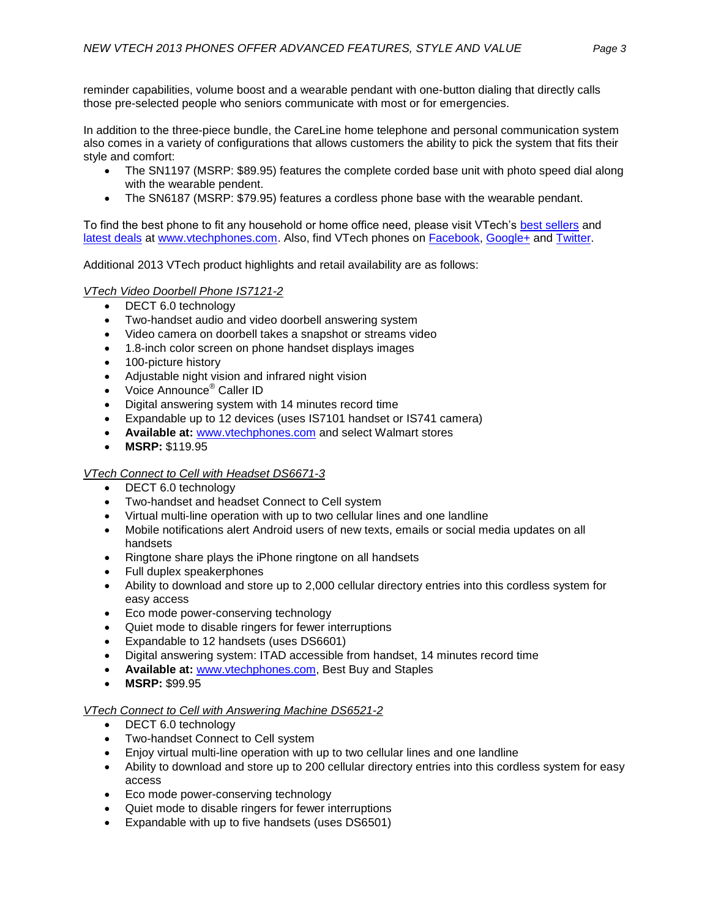reminder capabilities, volume boost and a wearable pendant with one-button dialing that directly calls those pre-selected people who seniors communicate with most or for emergencies.

In addition to the three-piece bundle, the CareLine home telephone and personal communication system also comes in a variety of configurations that allows customers the ability to pick the system that fits their style and comfort:

- The SN1197 (MSRP: $89.95) features the complete corded base unit with photo speed dial along with the wearable pendent.
- The SN6187 (MSRP: $79.95) features a cordless phone base with the wearable pendant.

To find the best phone to fit any household or home office need, please visit VTech's best sellers and latest deals at www.vtechphones.com. Also, find VTech phones on Facebook, Google+ and Twitter.

Additional 2013 VTech product highlights and retail availability are as follows:

*VTech Video Doorbell Phone IS7121-2*

- DECT 6.0 technology
- Two-handset audio and video doorbell answering system
- Video camera on doorbell takes a snapshot or streams video
- 1.8-inch color screen on phone handset displays images
- 100-picture history
- Adjustable night vision and infrared night vision
- Voice Announce® Caller ID
- Digital answering system with 14 minutes record time
- Expandable up to 12 devices (uses IS7101 handset or IS741 camera)
- **Available at:** www.vtechphones.com and select Walmart stores
- **MSRP:** $119.95

*VTech Connect to Cell with Headset DS6671-3*

- DECT 6.0 technology
- Two-handset and headset Connect to Cell system
- Virtual multi-line operation with up to two cellular lines and one landline
- Mobile notifications alert Android users of new texts, emails or social media updates on all handsets
- Ringtone share plays the iPhone ringtone on all handsets
- Full duplex speakerphones
- Ability to download and store up to 2,000 cellular directory entries into this cordless system for easy access
- Eco mode power-conserving technology
- Quiet mode to disable ringers for fewer interruptions
- Expandable to 12 handsets (uses DS6601)
- Digital answering system: ITAD accessible from handset, 14 minutes record time
- **Available at:** www.vtechphones.com, Best Buy and Staples
- **MSRP:** $99.95

*VTech Connect to Cell with Answering Machine DS6521-2*

- DECT 6.0 technology
- Two-handset Connect to Cell system
- Enjoy virtual multi-line operation with up to two cellular lines and one landline
- Ability to download and store up to 200 cellular directory entries into this cordless system for easy access
- Eco mode power-conserving technology
- Quiet mode to disable ringers for fewer interruptions
- Expandable with up to five handsets (uses DS6501)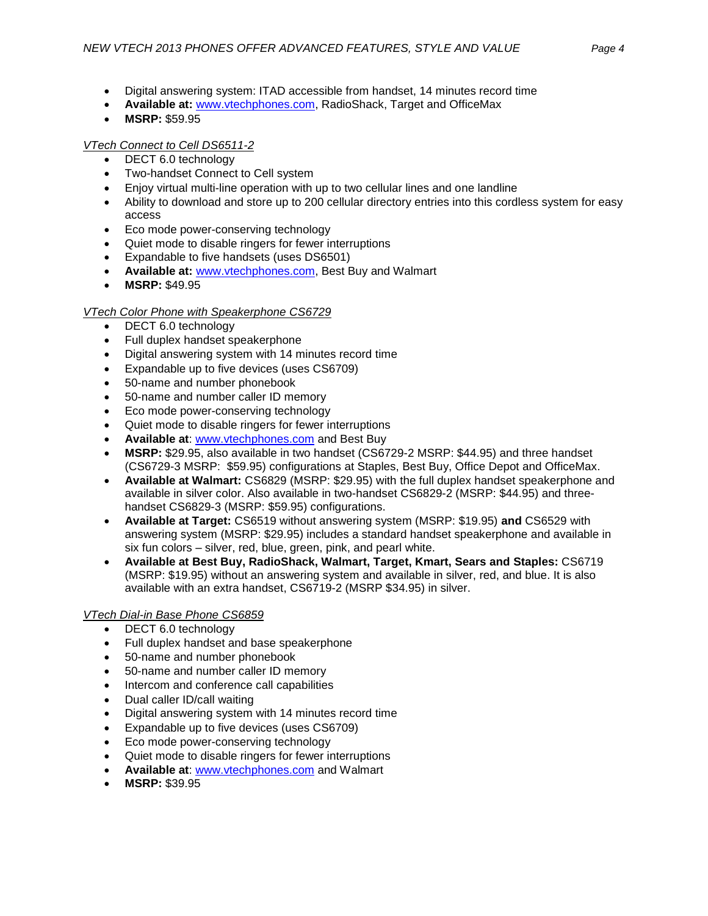- Digital answering system: ITAD accessible from handset, 14 minutes record time
- **Available at:** www.vtechphones.com, RadioShack, Target and OfficeMax
- **MSRP:** $59.95

*VTech Connect to Cell DS6511-2*

- DECT 6.0 technology
- Two-handset Connect to Cell system
- Enjoy virtual multi-line operation with up to two cellular lines and one landline
- Ability to download and store up to 200 cellular directory entries into this cordless system for easy access
- Eco mode power-conserving technology
- Quiet mode to disable ringers for fewer interruptions
- Expandable to five handsets (uses DS6501)
- **Available at:** www.vtechphones.com, Best Buy and Walmart
- **MSRP:** $49.95

*VTech Color Phone with Speakerphone CS6729*

- DECT 6.0 technology
- Full duplex handset speakerphone
- Digital answering system with 14 minutes record time
- Expandable up to five devices (uses CS6709)
- 50-name and number phonebook
- 50-name and number caller ID memory
- Eco mode power-conserving technology
- Quiet mode to disable ringers for fewer interruptions
- **Available at**: www.vtechphones.com and Best Buy
- **MSRP:** $29.95, also available in two handset (CS6729-2 MSRP: $44.95) and three handset (CS6729-3 MSRP: $59.95) configurations at Staples, Best Buy, Office Depot and OfficeMax.
- **Available at Walmart:** CS6829 (MSRP: $29.95) with the full duplex handset speakerphone and available in silver color. Also available in two-handset CS6829-2 (MSRP: $44.95) and three-handset CS6829-3 (MSRP: $59.95) configurations.
- **Available at Target:** CS6519 without answering system (MSRP: $19.95) **and** CS6529 with answering system (MSRP: $29.95) includes a standard handset speakerphone and available in six fun colors – silver, red, blue, green, pink, and pearl white.
- **Available at Best Buy, RadioShack, Walmart, Target, Kmart, Sears and Staples:** CS6719 (MSRP: $19.95) without an answering system and available in silver, red, and blue. It is also available with an extra handset, CS6719-2 (MSRP $34.95) in silver.

*VTech Dial-in Base Phone CS6859*

- DECT 6.0 technology
- Full duplex handset and base speakerphone
- 50-name and number phonebook
- 50-name and number caller ID memory
- Intercom and conference call capabilities
- Dual caller ID/call waiting
- Digital answering system with 14 minutes record time
- Expandable up to five devices (uses CS6709)
- Eco mode power-conserving technology
- Quiet mode to disable ringers for fewer interruptions
- **Available at**: www.vtechphones.com and Walmart
- **MSRP:** $39.95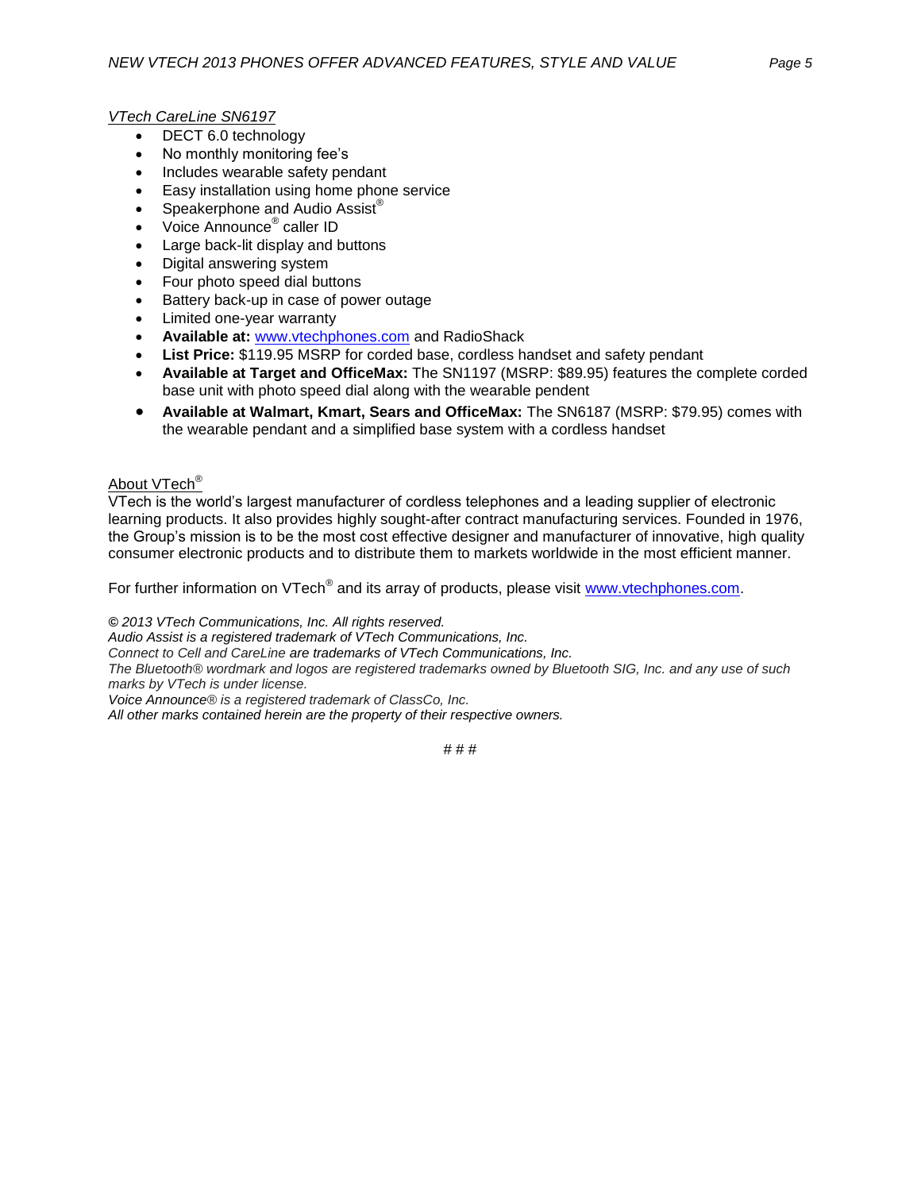*VTech CareLine SN6197*

- DECT 6.0 technology
- No monthly monitoring fee's
- Includes wearable safety pendant
- Easy installation using home phone service
- Speakerphone and Audio Assist®
- Voice Announce® caller ID
- Large back-lit display and buttons
- Digital answering system
- Four photo speed dial buttons
- Battery back-up in case of power outage
- Limited one-year warranty
- **Available at:** www.vtechphones.com and RadioShack
- **List Price:** $119.95 MSRP for corded base, cordless handset and safety pendant
- **Available at Target and OfficeMax:** The SN1197 (MSRP: $89.95) features the complete corded base unit with photo speed dial along with the wearable pendent
- **Available at Walmart, Kmart, Sears and OfficeMax:** The SN6187 (MSRP: $79.95) comes with the wearable pendant and a simplified base system with a cordless handset

About VTech®

VTech is the world's largest manufacturer of cordless telephones and a leading supplier of electronic learning products. It also provides highly sought-after contract manufacturing services. Founded in 1976, the Group's mission is to be the most cost effective designer and manufacturer of innovative, high quality consumer electronic products and to distribute them to markets worldwide in the most efficient manner.

For further information on VTech® and its array of products, please visit www.vtechphones.com.

***© 2013 VTech Communications, Inc. All rights reserved.***
*Audio Assist is a registered trademark of VTech Communications, Inc.*
*Connect to Cell and CareLine are trademarks of VTech Communications, Inc.*
*The Bluetooth® wordmark and logos are registered trademarks owned by Bluetooth SIG, Inc. and any use of such marks by VTech is under license.*
*Voice Announce® is a registered trademark of ClassCo, Inc.*
*All other marks contained herein are the property of their respective owners.*

# # #